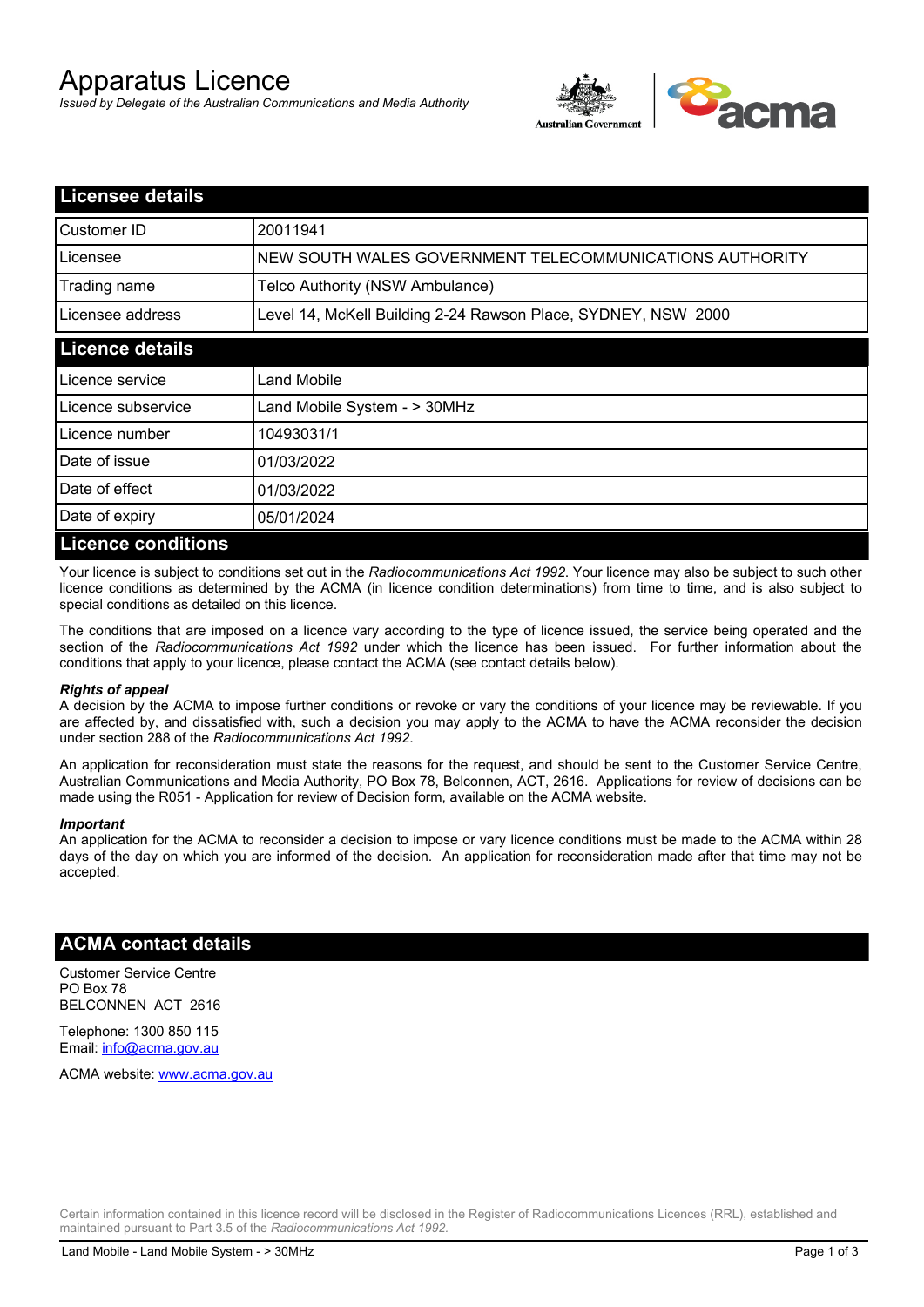# Apparatus Licence

*Issued by Delegate of the Australian Communications and Media Authority*

## Licensee details

| | |
|---|---|
| Customer ID | 20011941 |
| Licensee | NEW SOUTH WALES GOVERNMENT TELECOMMUNICATIONS AUTHORITY |
| Trading name | Telco Authority (NSW Ambulance) |
| Licensee address | Level 14, McKell Building 2-24 Rawson Place, SYDNEY, NSW 2000 |

## Licence details

| | |
|---|---|
| Licence service | Land Mobile |
| Licence subservice | Land Mobile System - > 30MHz |
| Licence number | 10493031/1 |
| Date of issue | 01/03/2022 |
| Date of effect | 01/03/2022 |
| Date of expiry | 05/01/2024 |

## Licence conditions

Your licence is subject to conditions set out in the *Radiocommunications Act 1992*. Your licence may also be subject to such other licence conditions as determined by the ACMA (in licence condition determinations) from time to time, and is also subject to special conditions as detailed on this licence.

The conditions that are imposed on a licence vary according to the type of licence issued, the service being operated and the section of the *Radiocommunications Act 1992* under which the licence has been issued. For further information about the conditions that apply to your licence, please contact the ACMA (see contact details below).

***Rights of appeal***

A decision by the ACMA to impose further conditions or revoke or vary the conditions of your licence may be reviewable. If you are affected by, and dissatisfied with, such a decision you may apply to the ACMA to have the ACMA reconsider the decision under section 288 of the *Radiocommunications Act 1992*.

An application for reconsideration must state the reasons for the request, and should be sent to the Customer Service Centre, Australian Communications and Media Authority, PO Box 78, Belconnen, ACT, 2616. Applications for review of decisions can be made using the R051 - Application for review of Decision form, available on the ACMA website.

***Important***

An application for the ACMA to reconsider a decision to impose or vary licence conditions must be made to the ACMA within 28 days of the day on which you are informed of the decision. An application for reconsideration made after that time may not be accepted.

## ACMA contact details

Customer Service Centre
PO Box 78
BELCONNEN ACT 2616

Telephone: 1300 850 115
Email: info@acma.gov.au

ACMA website: www.acma.gov.au

Certain information contained in this licence record will be disclosed in the Register of Radiocommunications Licences (RRL), established and maintained pursuant to Part 3.5 of the *Radiocommunications Act 1992.*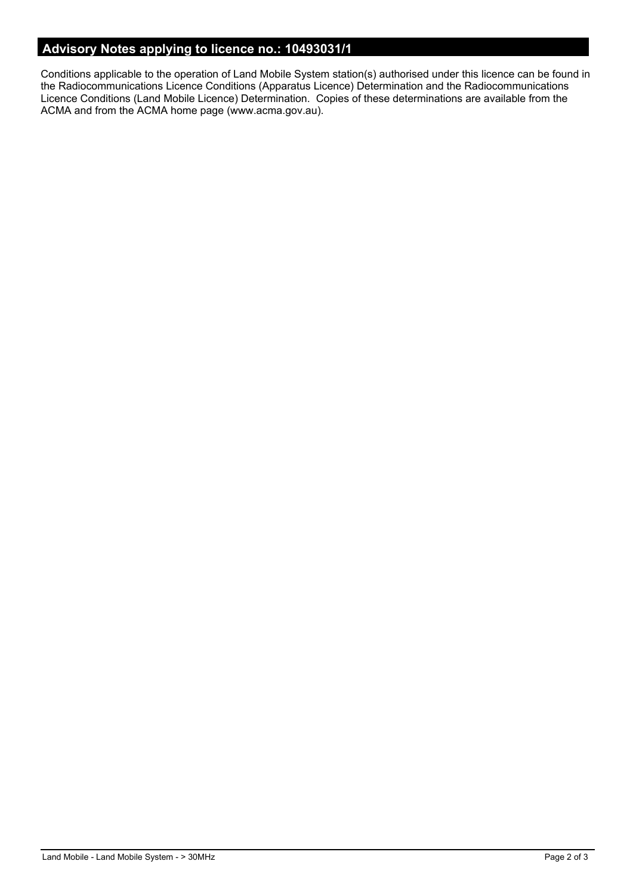## Advisory Notes applying to licence no.: 10493031/1

Conditions applicable to the operation of Land Mobile System station(s) authorised under this licence can be found in the Radiocommunications Licence Conditions (Apparatus Licence) Determination and the Radiocommunications Licence Conditions (Land Mobile Licence) Determination. Copies of these determinations are available from the ACMA and from the ACMA home page (www.acma.gov.au).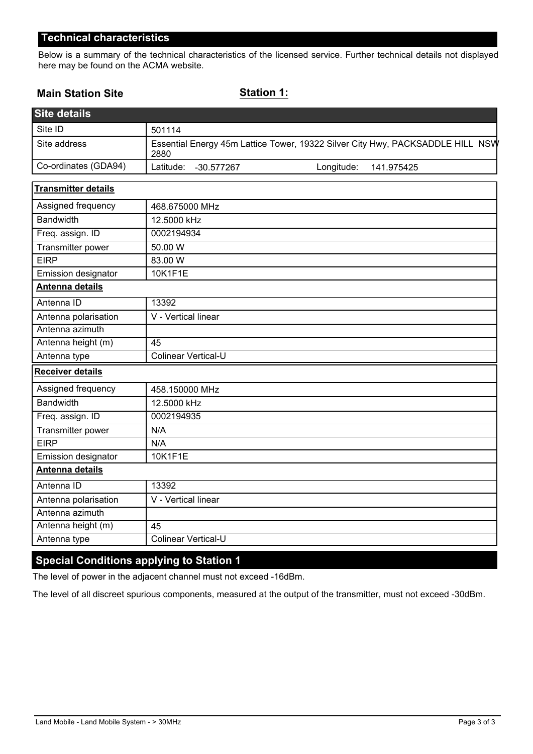## Technical characteristics

Below is a summary of the technical characteristics of the licensed service. Further technical details not displayed here may be found on the ACMA website.

**Main Station Site** **Station 1:**

| Site details | |
|---|---|
| Site ID | 501114 |
| Site address | Essential Energy 45m Lattice Tower, 19322 Silver City Hwy, PACKSADDLE HILL NSW 2880 |
| Co-ordinates (GDA94) | Latitude: -30.577267 Longitude: 141.975425 |

| **Transmitter details** | |
|---|---|
| Assigned frequency | 468.675000 MHz |
| Bandwidth | 12.5000 kHz |
| Freq. assign. ID | 0002194934 |
| Transmitter power | 50.00 W |
| EIRP | 83.00 W |
| Emission designator | 10K1F1E |
| **Antenna details** | |
| Antenna ID | 13392 |
| Antenna polarisation | V - Vertical linear |
| Antenna azimuth | |
| Antenna height (m) | 45 |
| Antenna type | Colinear Vertical-U |
| **Receiver details** | |
| Assigned frequency | 458.150000 MHz |
| Bandwidth | 12.5000 kHz |
| Freq. assign. ID | 0002194935 |
| Transmitter power | N/A |
| EIRP | N/A |
| Emission designator | 10K1F1E |
| **Antenna details** | |
| Antenna ID | 13392 |
| Antenna polarisation | V - Vertical linear |
| Antenna azimuth | |
| Antenna height (m) | 45 |
| Antenna type | Colinear Vertical-U |

## Special Conditions applying to Station 1

The level of power in the adjacent channel must not exceed -16dBm.

The level of all discreet spurious components, measured at the output of the transmitter, must not exceed -30dBm.